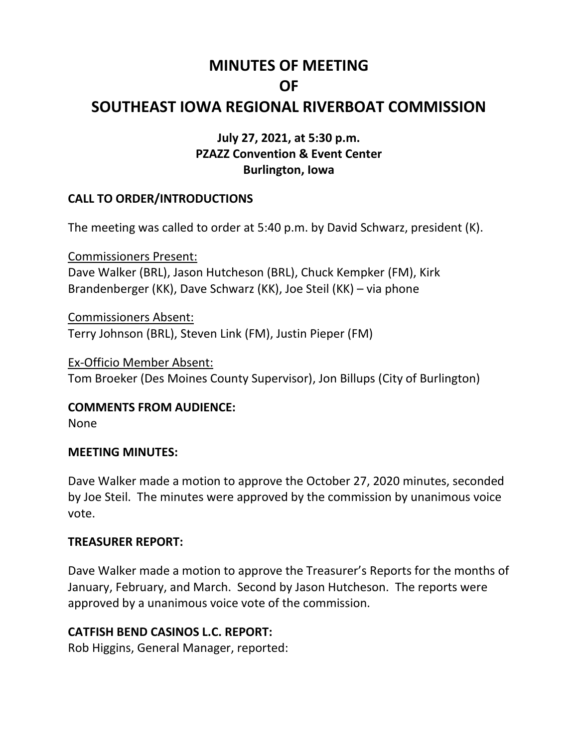# MINUTES OF MEETING
# OF
# SOUTHEAST IOWA REGIONAL RIVERBOAT COMMISSION

**July 27, 2021, at 5:30 p.m.**
**PZAZZ Convention & Event Center**
**Burlington, Iowa**

## CALL TO ORDER/INTRODUCTIONS

The meeting was called to order at 5:40 p.m. by David Schwarz, president (K).

Commissioners Present:
Dave Walker (BRL), Jason Hutcheson (BRL), Chuck Kempker (FM), Kirk Brandenberger (KK), Dave Schwarz (KK), Joe Steil (KK) – via phone

Commissioners Absent:
Terry Johnson (BRL), Steven Link (FM), Justin Pieper (FM)

Ex-Officio Member Absent:
Tom Broeker (Des Moines County Supervisor), Jon Billups (City of Burlington)

## COMMENTS FROM AUDIENCE:

None

## MEETING MINUTES:

Dave Walker made a motion to approve the October 27, 2020 minutes, seconded by Joe Steil. The minutes were approved by the commission by unanimous voice vote.

## TREASURER REPORT:

Dave Walker made a motion to approve the Treasurer's Reports for the months of January, February, and March. Second by Jason Hutcheson. The reports were approved by a unanimous voice vote of the commission.

## CATFISH BEND CASINOS L.C. REPORT:

Rob Higgins, General Manager, reported: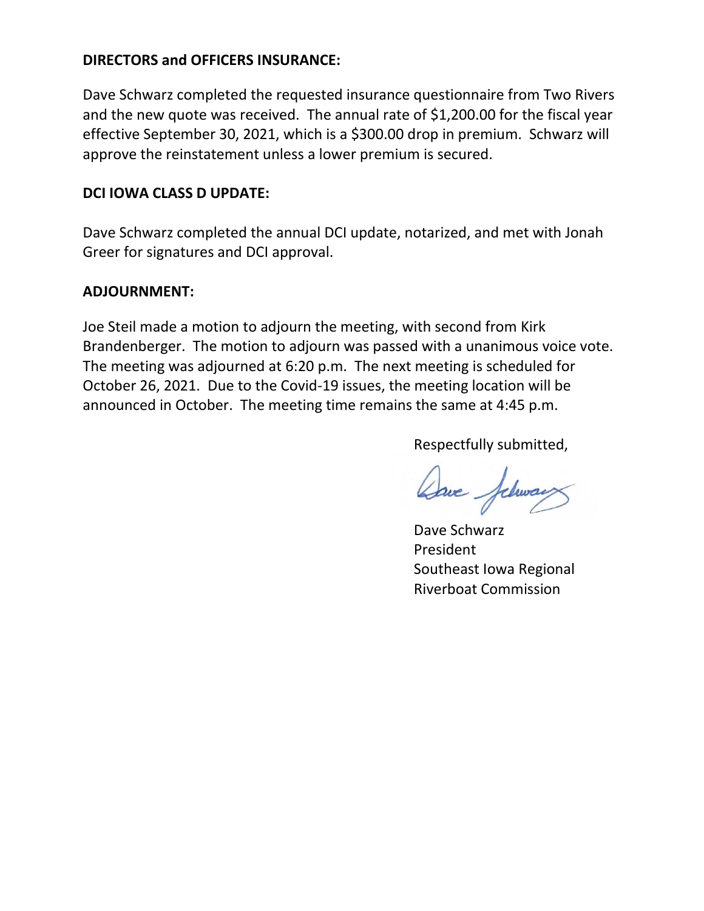**DIRECTORS and OFFICERS INSURANCE:**

Dave Schwarz completed the requested insurance questionnaire from Two Rivers and the new quote was received. The annual rate of $1,200.00 for the fiscal year effective September 30, 2021, which is a $300.00 drop in premium. Schwarz will approve the reinstatement unless a lower premium is secured.

**DCI IOWA CLASS D UPDATE:**

Dave Schwarz completed the annual DCI update, notarized, and met with Jonah Greer for signatures and DCI approval.

**ADJOURNMENT:**

Joe Steil made a motion to adjourn the meeting, with second from Kirk Brandenberger. The motion to adjourn was passed with a unanimous voice vote. The meeting was adjourned at 6:20 p.m. The next meeting is scheduled for October 26, 2021. Due to the Covid-19 issues, the meeting location will be announced in October. The meeting time remains the same at 4:45 p.m.

Respectfully submitted,

Dave Schwarz
President
Southeast Iowa Regional
Riverboat Commission